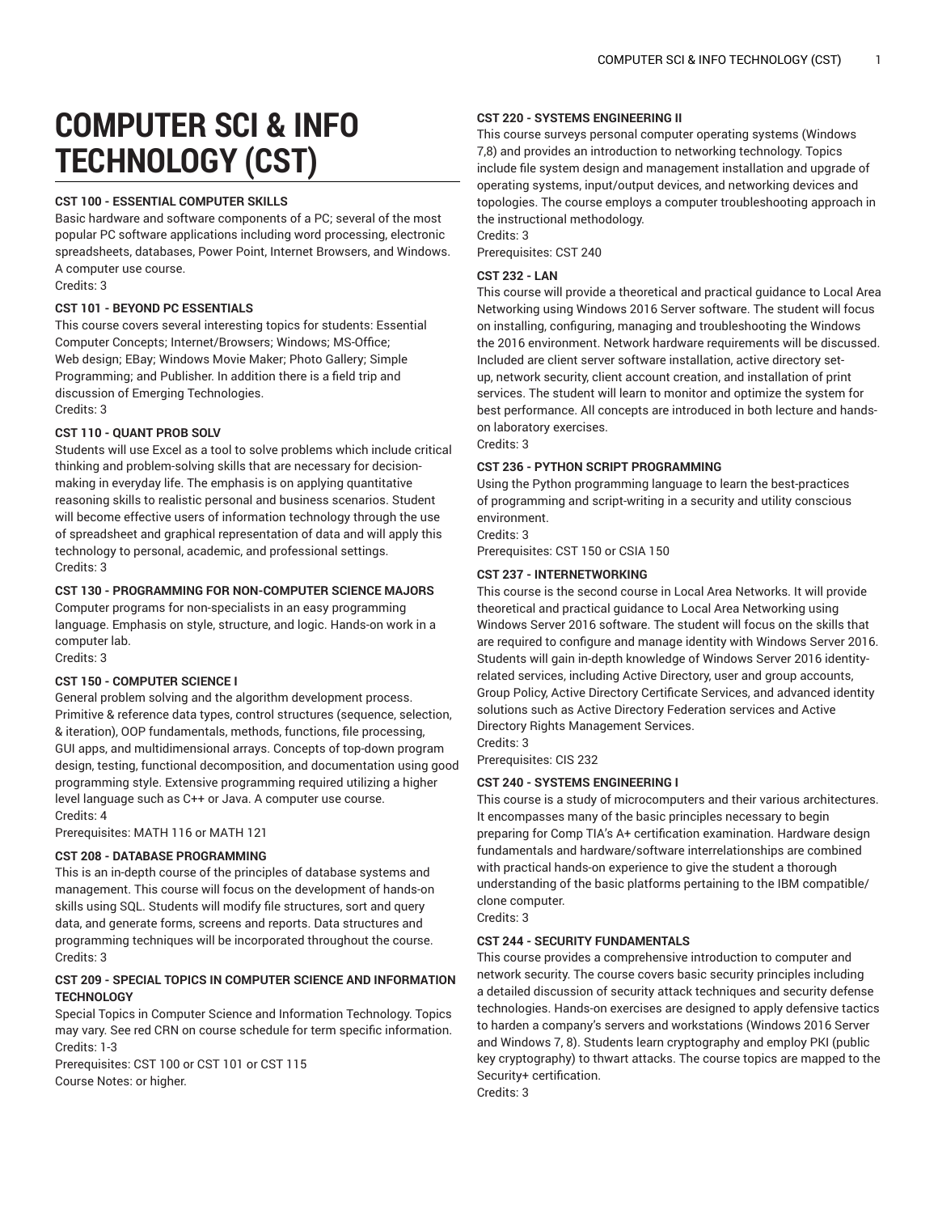# COMPUTER SCI & INFO TECHNOLOGY (CST)

### CST 100 - ESSENTIAL COMPUTER SKILLS

Basic hardware and software components of a PC; several of the most popular PC software applications including word processing, electronic spreadsheets, databases, Power Point, Internet Browsers, and Windows. A computer use course.
Credits: 3

### CST 101 - BEYOND PC ESSENTIALS

This course covers several interesting topics for students: Essential Computer Concepts; Internet/Browsers; Windows; MS-Office; Web design; EBay; Windows Movie Maker; Photo Gallery; Simple Programming; and Publisher. In addition there is a field trip and discussion of Emerging Technologies.
Credits: 3

### CST 110 - QUANT PROB SOLV

Students will use Excel as a tool to solve problems which include critical thinking and problem-solving skills that are necessary for decision-making in everyday life. The emphasis is on applying quantitative reasoning skills to realistic personal and business scenarios. Student will become effective users of information technology through the use of spreadsheet and graphical representation of data and will apply this technology to personal, academic, and professional settings.
Credits: 3

### CST 130 - PROGRAMMING FOR NON-COMPUTER SCIENCE MAJORS

Computer programs for non-specialists in an easy programming language. Emphasis on style, structure, and logic. Hands-on work in a computer lab.
Credits: 3

### CST 150 - COMPUTER SCIENCE I

General problem solving and the algorithm development process. Primitive & reference data types, control structures (sequence, selection, & iteration), OOP fundamentals, methods, functions, file processing, GUI apps, and multidimensional arrays. Concepts of top-down program design, testing, functional decomposition, and documentation using good programming style. Extensive programming required utilizing a higher level language such as C++ or Java. A computer use course.
Credits: 4
Prerequisites: MATH 116 or MATH 121

### CST 208 - DATABASE PROGRAMMING

This is an in-depth course of the principles of database systems and management. This course will focus on the development of hands-on skills using SQL. Students will modify file structures, sort and query data, and generate forms, screens and reports. Data structures and programming techniques will be incorporated throughout the course.
Credits: 3

### CST 209 - SPECIAL TOPICS IN COMPUTER SCIENCE AND INFORMATION TECHNOLOGY

Special Topics in Computer Science and Information Technology. Topics may vary. See red CRN on course schedule for term specific information.
Credits: 1-3
Prerequisites: CST 100 or CST 101 or CST 115
Course Notes: or higher.

### CST 220 - SYSTEMS ENGINEERING II

This course surveys personal computer operating systems (Windows 7,8) and provides an introduction to networking technology. Topics include file system design and management installation and upgrade of operating systems, input/output devices, and networking devices and topologies. The course employs a computer troubleshooting approach in the instructional methodology.
Credits: 3
Prerequisites: CST 240

### CST 232 - LAN

This course will provide a theoretical and practical guidance to Local Area Networking using Windows 2016 Server software. The student will focus on installing, configuring, managing and troubleshooting the Windows the 2016 environment. Network hardware requirements will be discussed. Included are client server software installation, active directory set-up, network security, client account creation, and installation of print services. The student will learn to monitor and optimize the system for best performance. All concepts are introduced in both lecture and hands-on laboratory exercises.
Credits: 3

### CST 236 - PYTHON SCRIPT PROGRAMMING

Using the Python programming language to learn the best-practices of programming and script-writing in a security and utility conscious environment.
Credits: 3
Prerequisites: CST 150 or CSIA 150

### CST 237 - INTERNETWORKING

This course is the second course in Local Area Networks. It will provide theoretical and practical guidance to Local Area Networking using Windows Server 2016 software. The student will focus on the skills that are required to configure and manage identity with Windows Server 2016. Students will gain in-depth knowledge of Windows Server 2016 identity-related services, including Active Directory, user and group accounts, Group Policy, Active Directory Certificate Services, and advanced identity solutions such as Active Directory Federation services and Active Directory Rights Management Services.
Credits: 3
Prerequisites: CIS 232

### CST 240 - SYSTEMS ENGINEERING I

This course is a study of microcomputers and their various architectures. It encompasses many of the basic principles necessary to begin preparing for Comp TIA's A+ certification examination. Hardware design fundamentals and hardware/software interrelationships are combined with practical hands-on experience to give the student a thorough understanding of the basic platforms pertaining to the IBM compatible/clone computer.
Credits: 3

### CST 244 - SECURITY FUNDAMENTALS

This course provides a comprehensive introduction to computer and network security. The course covers basic security principles including a detailed discussion of security attack techniques and security defense technologies. Hands-on exercises are designed to apply defensive tactics to harden a company's servers and workstations (Windows 2016 Server and Windows 7, 8). Students learn cryptography and employ PKI (public key cryptography) to thwart attacks. The course topics are mapped to the Security+ certification.
Credits: 3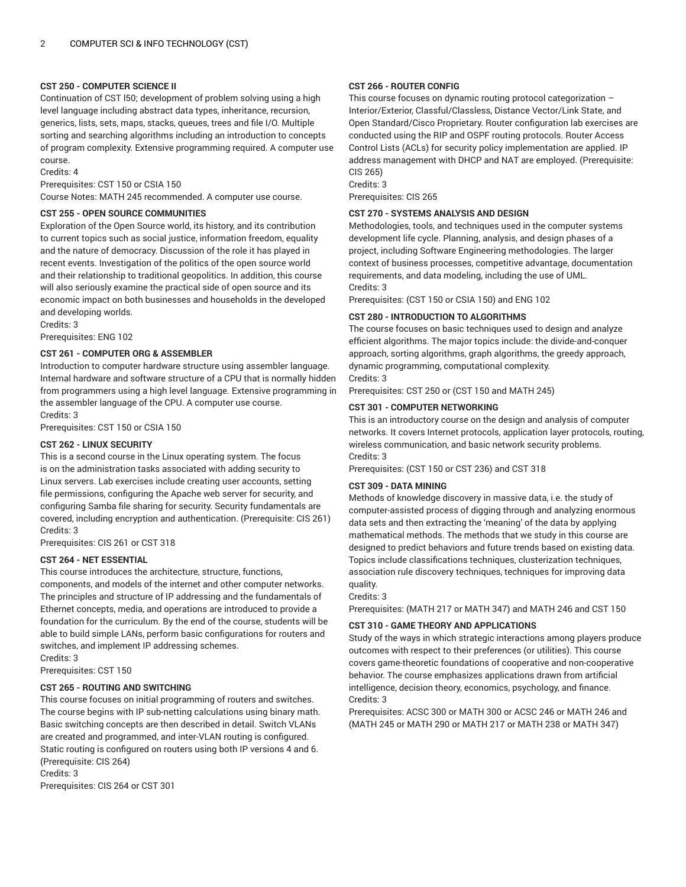### CST 250 - COMPUTER SCIENCE II

Continuation of CST l50; development of problem solving using a high level language including abstract data types, inheritance, recursion, generics, lists, sets, maps, stacks, queues, trees and file I/O. Multiple sorting and searching algorithms including an introduction to concepts of program complexity. Extensive programming required. A computer use course.

Credits: 4

Prerequisites: CST 150 or CSIA 150

Course Notes: MATH 245 recommended. A computer use course.

### CST 255 - OPEN SOURCE COMMUNITIES

Exploration of the Open Source world, its history, and its contribution to current topics such as social justice, information freedom, equality and the nature of democracy. Discussion of the role it has played in recent events. Investigation of the politics of the open source world and their relationship to traditional geopolitics. In addition, this course will also seriously examine the practical side of open source and its economic impact on both businesses and households in the developed and developing worlds.

Credits: 3

Prerequisites: ENG 102

### CST 261 - COMPUTER ORG & ASSEMBLER

Introduction to computer hardware structure using assembler language. Internal hardware and software structure of a CPU that is normally hidden from programmers using a high level language. Extensive programming in the assembler language of the CPU. A computer use course.

Credits: 3

Prerequisites: CST 150 or CSIA 150

### CST 262 - LINUX SECURITY

This is a second course in the Linux operating system. The focus is on the administration tasks associated with adding security to Linux servers. Lab exercises include creating user accounts, setting file permissions, configuring the Apache web server for security, and configuring Samba file sharing for security. Security fundamentals are covered, including encryption and authentication. (Prerequisite: CIS 261)

Credits: 3

Prerequisites: CIS 261 or CST 318

### CST 264 - NET ESSENTIAL

This course introduces the architecture, structure, functions, components, and models of the internet and other computer networks. The principles and structure of IP addressing and the fundamentals of Ethernet concepts, media, and operations are introduced to provide a foundation for the curriculum. By the end of the course, students will be able to build simple LANs, perform basic configurations for routers and switches, and implement IP addressing schemes.

Credits: 3

Prerequisites: CST 150

### CST 265 - ROUTING AND SWITCHING

This course focuses on initial programming of routers and switches. The course begins with IP sub-netting calculations using binary math. Basic switching concepts are then described in detail. Switch VLANs are created and programmed, and inter-VLAN routing is configured. Static routing is configured on routers using both IP versions 4 and 6. (Prerequisite: CIS 264)

Credits: 3

Prerequisites: CIS 264 or CST 301

### CST 266 - ROUTER CONFIG

This course focuses on dynamic routing protocol categorization – Interior/Exterior, Classful/Classless, Distance Vector/Link State, and Open Standard/Cisco Proprietary. Router configuration lab exercises are conducted using the RIP and OSPF routing protocols. Router Access Control Lists (ACLs) for security policy implementation are applied. IP address management with DHCP and NAT are employed. (Prerequisite: CIS 265)

Credits: 3

Prerequisites: CIS 265

### CST 270 - SYSTEMS ANALYSIS AND DESIGN

Methodologies, tools, and techniques used in the computer systems development life cycle. Planning, analysis, and design phases of a project, including Software Engineering methodologies. The larger context of business processes, competitive advantage, documentation requirements, and data modeling, including the use of UML.

Credits: 3

Prerequisites: (CST 150 or CSIA 150) and ENG 102

### CST 280 - INTRODUCTION TO ALGORITHMS

The course focuses on basic techniques used to design and analyze efficient algorithms. The major topics include: the divide-and-conquer approach, sorting algorithms, graph algorithms, the greedy approach, dynamic programming, computational complexity.

Credits: 3

Prerequisites: CST 250 or (CST 150 and MATH 245)

### CST 301 - COMPUTER NETWORKING

This is an introductory course on the design and analysis of computer networks. It covers Internet protocols, application layer protocols, routing, wireless communication, and basic network security problems.

Credits: 3

Prerequisites: (CST 150 or CST 236) and CST 318

### CST 309 - DATA MINING

Methods of knowledge discovery in massive data, i.e. the study of computer-assisted process of digging through and analyzing enormous data sets and then extracting the 'meaning' of the data by applying mathematical methods. The methods that we study in this course are designed to predict behaviors and future trends based on existing data. Topics include classifications techniques, clusterization techniques, association rule discovery techniques, techniques for improving data quality.

Credits: 3

Prerequisites: (MATH 217 or MATH 347) and MATH 246 and CST 150

### CST 310 - GAME THEORY AND APPLICATIONS

Study of the ways in which strategic interactions among players produce outcomes with respect to their preferences (or utilities). This course covers game-theoretic foundations of cooperative and non-cooperative behavior. The course emphasizes applications drawn from artificial intelligence, decision theory, economics, psychology, and finance.

Credits: 3

Prerequisites: ACSC 300 or MATH 300 or ACSC 246 or MATH 246 and (MATH 245 or MATH 290 or MATH 217 or MATH 238 or MATH 347)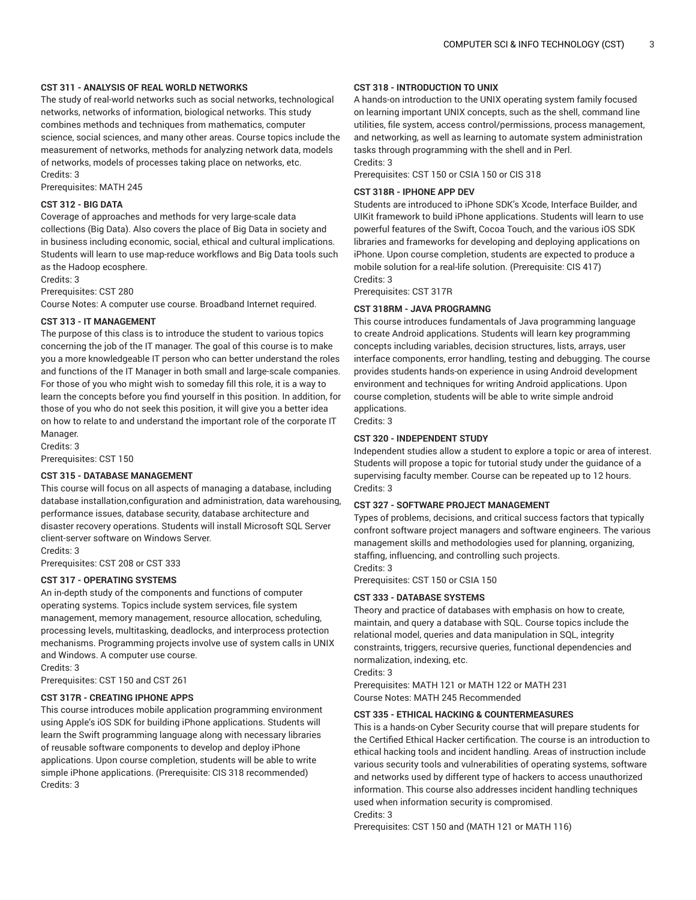### CST 311 - ANALYSIS OF REAL WORLD NETWORKS

The study of real-world networks such as social networks, technological networks, networks of information, biological networks. This study combines methods and techniques from mathematics, computer science, social sciences, and many other areas. Course topics include the measurement of networks, methods for analyzing network data, models of networks, models of processes taking place on networks, etc.

Credits: 3

Prerequisites: MATH 245

### CST 312 - BIG DATA

Coverage of approaches and methods for very large-scale data collections (Big Data). Also covers the place of Big Data in society and in business including economic, social, ethical and cultural implications. Students will learn to use map-reduce workflows and Big Data tools such as the Hadoop ecosphere.

Credits: 3

Prerequisites: CST 280

Course Notes: A computer use course. Broadband Internet required.

### CST 313 - IT MANAGEMENT

The purpose of this class is to introduce the student to various topics concerning the job of the IT manager. The goal of this course is to make you a more knowledgeable IT person who can better understand the roles and functions of the IT Manager in both small and large-scale companies. For those of you who might wish to someday fill this role, it is a way to learn the concepts before you find yourself in this position. In addition, for those of you who do not seek this position, it will give you a better idea on how to relate to and understand the important role of the corporate IT Manager.

Credits: 3

Prerequisites: CST 150

### CST 315 - DATABASE MANAGEMENT

This course will focus on all aspects of managing a database, including database installation,configuration and administration, data warehousing, performance issues, database security, database architecture and disaster recovery operations. Students will install Microsoft SQL Server client-server software on Windows Server.

Credits: 3

Prerequisites: CST 208 or CST 333

### CST 317 - OPERATING SYSTEMS

An in-depth study of the components and functions of computer operating systems. Topics include system services, file system management, memory management, resource allocation, scheduling, processing levels, multitasking, deadlocks, and interprocess protection mechanisms. Programming projects involve use of system calls in UNIX and Windows. A computer use course.

Credits: 3

Prerequisites: CST 150 and CST 261

### CST 317R - CREATING IPHONE APPS

This course introduces mobile application programming environment using Apple's iOS SDK for building iPhone applications. Students will learn the Swift programming language along with necessary libraries of reusable software components to develop and deploy iPhone applications. Upon course completion, students will be able to write simple iPhone applications. (Prerequisite: CIS 318 recommended)

Credits: 3

### CST 318 - INTRODUCTION TO UNIX

A hands-on introduction to the UNIX operating system family focused on learning important UNIX concepts, such as the shell, command line utilities, file system, access control/permissions, process management, and networking, as well as learning to automate system administration tasks through programming with the shell and in Perl.

Credits: 3

Prerequisites: CST 150 or CSIA 150 or CIS 318

### CST 318R - IPHONE APP DEV

Students are introduced to iPhone SDK's Xcode, Interface Builder, and UIKit framework to build iPhone applications. Students will learn to use powerful features of the Swift, Cocoa Touch, and the various iOS SDK libraries and frameworks for developing and deploying applications on iPhone. Upon course completion, students are expected to produce a mobile solution for a real-life solution. (Prerequisite: CIS 417)

Credits: 3

Prerequisites: CST 317R

### CST 318RM - JAVA PROGRAMNG

This course introduces fundamentals of Java programming language to create Android applications. Students will learn key programming concepts including variables, decision structures, lists, arrays, user interface components, error handling, testing and debugging. The course provides students hands-on experience in using Android development environment and techniques for writing Android applications. Upon course completion, students will be able to write simple android applications.

Credits: 3

### CST 320 - INDEPENDENT STUDY

Independent studies allow a student to explore a topic or area of interest. Students will propose a topic for tutorial study under the guidance of a supervising faculty member. Course can be repeated up to 12 hours.

Credits: 3

### CST 327 - SOFTWARE PROJECT MANAGEMENT

Types of problems, decisions, and critical success factors that typically confront software project managers and software engineers. The various management skills and methodologies used for planning, organizing, staffing, influencing, and controlling such projects.

Credits: 3

Prerequisites: CST 150 or CSIA 150

### CST 333 - DATABASE SYSTEMS

Theory and practice of databases with emphasis on how to create, maintain, and query a database with SQL. Course topics include the relational model, queries and data manipulation in SQL, integrity constraints, triggers, recursive queries, functional dependencies and normalization, indexing, etc.

Credits: 3

Prerequisites: MATH 121 or MATH 122 or MATH 231

Course Notes: MATH 245 Recommended

### CST 335 - ETHICAL HACKING & COUNTERMEASURES

This is a hands-on Cyber Security course that will prepare students for the Certified Ethical Hacker certification. The course is an introduction to ethical hacking tools and incident handling. Areas of instruction include various security tools and vulnerabilities of operating systems, software and networks used by different type of hackers to access unauthorized information. This course also addresses incident handling techniques used when information security is compromised.

Credits: 3

Prerequisites: CST 150 and (MATH 121 or MATH 116)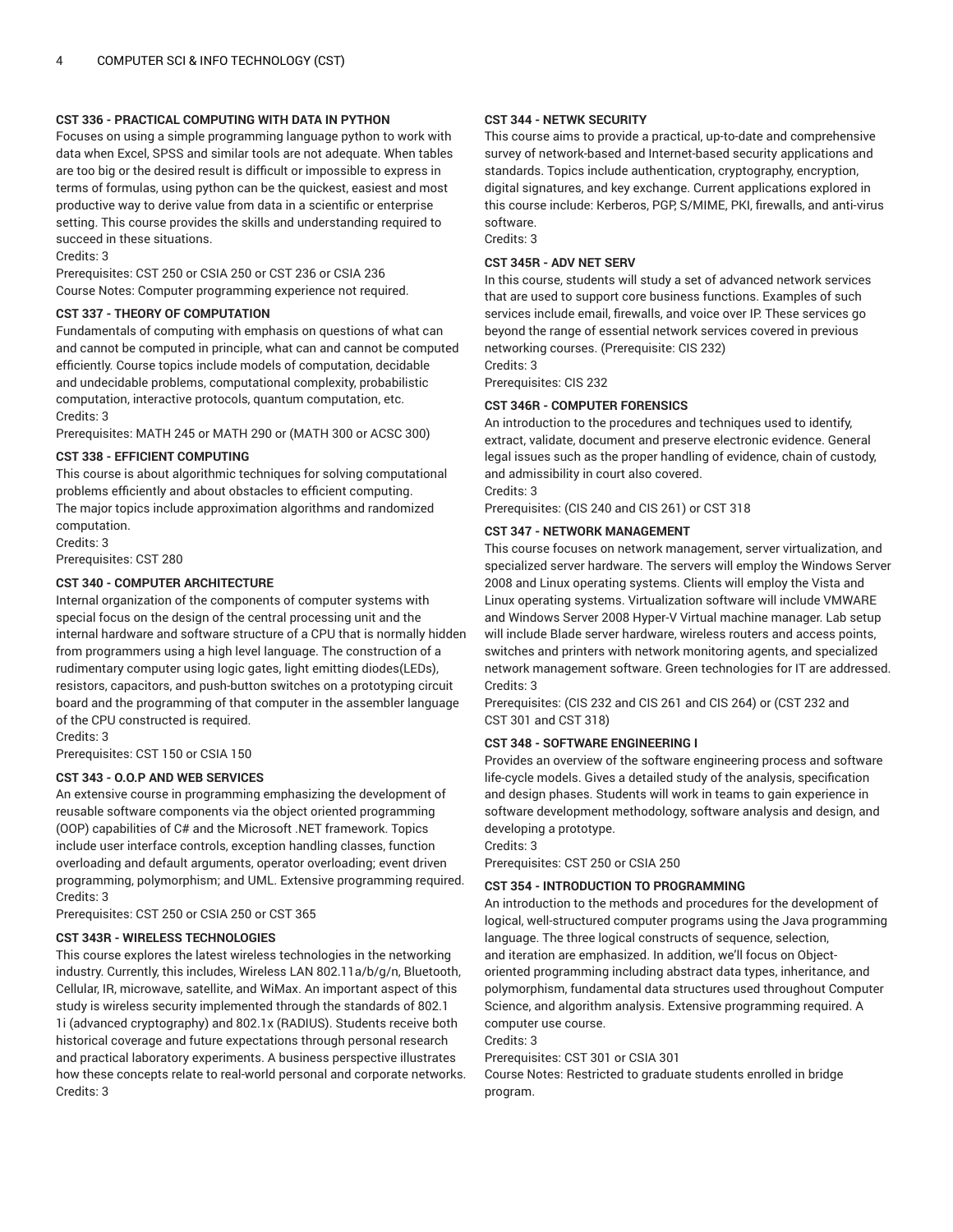**CST 336 - PRACTICAL COMPUTING WITH DATA IN PYTHON**

Focuses on using a simple programming language python to work with data when Excel, SPSS and similar tools are not adequate. When tables are too big or the desired result is difficult or impossible to express in terms of formulas, using python can be the quickest, easiest and most productive way to derive value from data in a scientific or enterprise setting. This course provides the skills and understanding required to succeed in these situations.

Credits: 3

Prerequisites: CST 250 or CSIA 250 or CST 236 or CSIA 236

Course Notes: Computer programming experience not required.

**CST 337 - THEORY OF COMPUTATION**

Fundamentals of computing with emphasis on questions of what can and cannot be computed in principle, what can and cannot be computed efficiently. Course topics include models of computation, decidable and undecidable problems, computational complexity, probabilistic computation, interactive protocols, quantum computation, etc.

Credits: 3

Prerequisites: MATH 245 or MATH 290 or (MATH 300 or ACSC 300)

**CST 338 - EFFICIENT COMPUTING**

This course is about algorithmic techniques for solving computational problems efficiently and about obstacles to efficient computing. The major topics include approximation algorithms and randomized computation.

Credits: 3

Prerequisites: CST 280

**CST 340 - COMPUTER ARCHITECTURE**

Internal organization of the components of computer systems with special focus on the design of the central processing unit and the internal hardware and software structure of a CPU that is normally hidden from programmers using a high level language. The construction of a rudimentary computer using logic gates, light emitting diodes(LEDs), resistors, capacitors, and push-button switches on a prototyping circuit board and the programming of that computer in the assembler language of the CPU constructed is required.

Credits: 3

Prerequisites: CST 150 or CSIA 150

**CST 343 - O.O.P AND WEB SERVICES**

An extensive course in programming emphasizing the development of reusable software components via the object oriented programming (OOP) capabilities of C# and the Microsoft .NET framework. Topics include user interface controls, exception handling classes, function overloading and default arguments, operator overloading; event driven programming, polymorphism; and UML. Extensive programming required.

Credits: 3

Prerequisites: CST 250 or CSIA 250 or CST 365

**CST 343R - WIRELESS TECHNOLOGIES**

This course explores the latest wireless technologies in the networking industry. Currently, this includes, Wireless LAN 802.11a/b/g/n, Bluetooth, Cellular, IR, microwave, satellite, and WiMax. An important aspect of this study is wireless security implemented through the standards of 802.1 1i (advanced cryptography) and 802.1x (RADIUS). Students receive both historical coverage and future expectations through personal research and practical laboratory experiments. A business perspective illustrates how these concepts relate to real-world personal and corporate networks.

Credits: 3

**CST 344 - NETWK SECURITY**

This course aims to provide a practical, up-to-date and comprehensive survey of network-based and Internet-based security applications and standards. Topics include authentication, cryptography, encryption, digital signatures, and key exchange. Current applications explored in this course include: Kerberos, PGP, S/MIME, PKI, firewalls, and anti-virus software.

Credits: 3

**CST 345R - ADV NET SERV**

In this course, students will study a set of advanced network services that are used to support core business functions. Examples of such services include email, firewalls, and voice over IP. These services go beyond the range of essential network services covered in previous networking courses. (Prerequisite: CIS 232)

Credits: 3

Prerequisites: CIS 232

**CST 346R - COMPUTER FORENSICS**

An introduction to the procedures and techniques used to identify, extract, validate, document and preserve electronic evidence. General legal issues such as the proper handling of evidence, chain of custody, and admissibility in court also covered.

Credits: 3

Prerequisites: (CIS 240 and CIS 261) or CST 318

**CST 347 - NETWORK MANAGEMENT**

This course focuses on network management, server virtualization, and specialized server hardware. The servers will employ the Windows Server 2008 and Linux operating systems. Clients will employ the Vista and Linux operating systems. Virtualization software will include VMWARE and Windows Server 2008 Hyper-V Virtual machine manager. Lab setup will include Blade server hardware, wireless routers and access points, switches and printers with network monitoring agents, and specialized network management software. Green technologies for IT are addressed.

Credits: 3

Prerequisites: (CIS 232 and CIS 261 and CIS 264) or (CST 232 and CST 301 and CST 318)

**CST 348 - SOFTWARE ENGINEERING I**

Provides an overview of the software engineering process and software life-cycle models. Gives a detailed study of the analysis, specification and design phases. Students will work in teams to gain experience in software development methodology, software analysis and design, and developing a prototype.

Credits: 3

Prerequisites: CST 250 or CSIA 250

**CST 354 - INTRODUCTION TO PROGRAMMING**

An introduction to the methods and procedures for the development of logical, well-structured computer programs using the Java programming language. The three logical constructs of sequence, selection, and iteration are emphasized. In addition, we'll focus on Object-oriented programming including abstract data types, inheritance, and polymorphism, fundamental data structures used throughout Computer Science, and algorithm analysis. Extensive programming required. A computer use course.

Credits: 3

Prerequisites: CST 301 or CSIA 301

Course Notes: Restricted to graduate students enrolled in bridge program.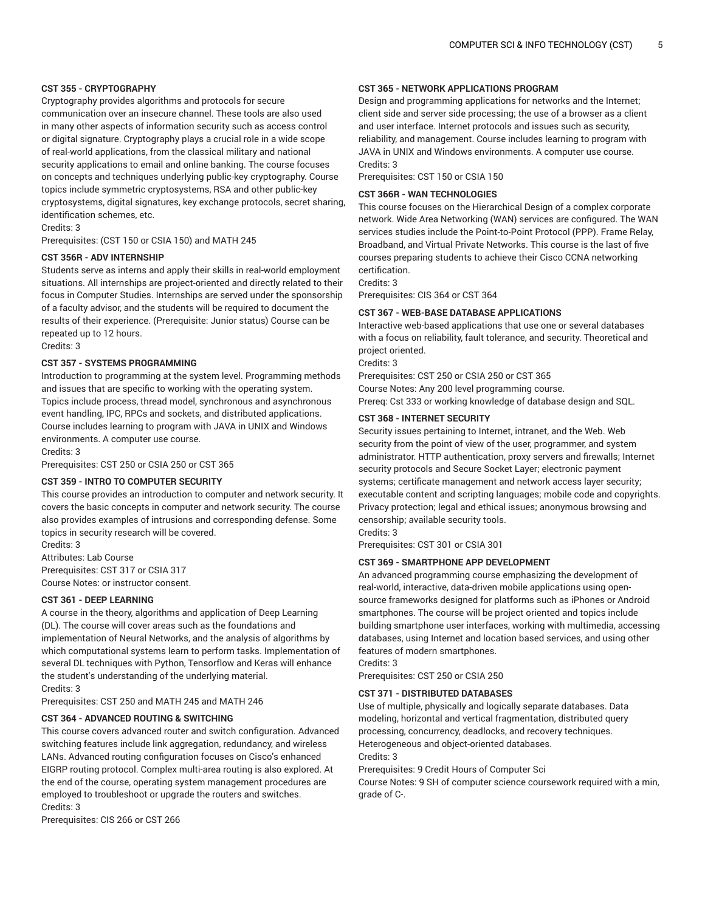### CST 355 - CRYPTOGRAPHY

Cryptography provides algorithms and protocols for secure communication over an insecure channel. These tools are also used in many other aspects of information security such as access control or digital signature. Cryptography plays a crucial role in a wide scope of real-world applications, from the classical military and national security applications to email and online banking. The course focuses on concepts and techniques underlying public-key cryptography. Course topics include symmetric cryptosystems, RSA and other public-key cryptosystems, digital signatures, key exchange protocols, secret sharing, identification schemes, etc.

Credits: 3

Prerequisites: (CST 150 or CSIA 150) and MATH 245

### CST 356R - ADV INTERNSHIP

Students serve as interns and apply their skills in real-world employment situations. All internships are project-oriented and directly related to their focus in Computer Studies. Internships are served under the sponsorship of a faculty advisor, and the students will be required to document the results of their experience. (Prerequisite: Junior status) Course can be repeated up to 12 hours.

Credits: 3

### CST 357 - SYSTEMS PROGRAMMING

Introduction to programming at the system level. Programming methods and issues that are specific to working with the operating system. Topics include process, thread model, synchronous and asynchronous event handling, IPC, RPCs and sockets, and distributed applications. Course includes learning to program with JAVA in UNIX and Windows environments. A computer use course.

Credits: 3

Prerequisites: CST 250 or CSIA 250 or CST 365

### CST 359 - INTRO TO COMPUTER SECURITY

This course provides an introduction to computer and network security. It covers the basic concepts in computer and network security. The course also provides examples of intrusions and corresponding defense. Some topics in security research will be covered.

Credits: 3

Attributes: Lab Course

Prerequisites: CST 317 or CSIA 317

Course Notes: or instructor consent.

### CST 361 - DEEP LEARNING

A course in the theory, algorithms and application of Deep Learning (DL). The course will cover areas such as the foundations and implementation of Neural Networks, and the analysis of algorithms by which computational systems learn to perform tasks. Implementation of several DL techniques with Python, Tensorflow and Keras will enhance the student's understanding of the underlying material.

Credits: 3

Prerequisites: CST 250 and MATH 245 and MATH 246

### CST 364 - ADVANCED ROUTING & SWITCHING

This course covers advanced router and switch configuration. Advanced switching features include link aggregation, redundancy, and wireless LANs. Advanced routing configuration focuses on Cisco's enhanced EIGRP routing protocol. Complex multi-area routing is also explored. At the end of the course, operating system management procedures are employed to troubleshoot or upgrade the routers and switches.

Credits: 3

Prerequisites: CIS 266 or CST 266

### CST 365 - NETWORK APPLICATIONS PROGRAM

Design and programming applications for networks and the Internet; client side and server side processing; the use of a browser as a client and user interface. Internet protocols and issues such as security, reliability, and management. Course includes learning to program with JAVA in UNIX and Windows environments. A computer use course.

Credits: 3

Prerequisites: CST 150 or CSIA 150

### CST 366R - WAN TECHNOLOGIES

This course focuses on the Hierarchical Design of a complex corporate network. Wide Area Networking (WAN) services are configured. The WAN services studies include the Point-to-Point Protocol (PPP). Frame Relay, Broadband, and Virtual Private Networks. This course is the last of five courses preparing students to achieve their Cisco CCNA networking certification.

Credits: 3

Prerequisites: CIS 364 or CST 364

### CST 367 - WEB-BASE DATABASE APPLICATIONS

Interactive web-based applications that use one or several databases with a focus on reliability, fault tolerance, and security. Theoretical and project oriented.

Credits: 3

Prerequisites: CST 250 or CSIA 250 or CST 365

Course Notes: Any 200 level programming course.

Prereq: Cst 333 or working knowledge of database design and SQL.

### CST 368 - INTERNET SECURITY

Security issues pertaining to Internet, intranet, and the Web. Web security from the point of view of the user, programmer, and system administrator. HTTP authentication, proxy servers and firewalls; Internet security protocols and Secure Socket Layer; electronic payment systems; certificate management and network access layer security; executable content and scripting languages; mobile code and copyrights. Privacy protection; legal and ethical issues; anonymous browsing and censorship; available security tools.

Credits: 3

Prerequisites: CST 301 or CSIA 301

### CST 369 - SMARTPHONE APP DEVELOPMENT

An advanced programming course emphasizing the development of real-world, interactive, data-driven mobile applications using open-source frameworks designed for platforms such as iPhones or Android smartphones. The course will be project oriented and topics include building smartphone user interfaces, working with multimedia, accessing databases, using Internet and location based services, and using other features of modern smartphones.

Credits: 3

Prerequisites: CST 250 or CSIA 250

### CST 371 - DISTRIBUTED DATABASES

Use of multiple, physically and logically separate databases. Data modeling, horizontal and vertical fragmentation, distributed query processing, concurrency, deadlocks, and recovery techniques. Heterogeneous and object-oriented databases.

Credits: 3

Prerequisites: 9 Credit Hours of Computer Sci

Course Notes: 9 SH of computer science coursework required with a min, grade of C-.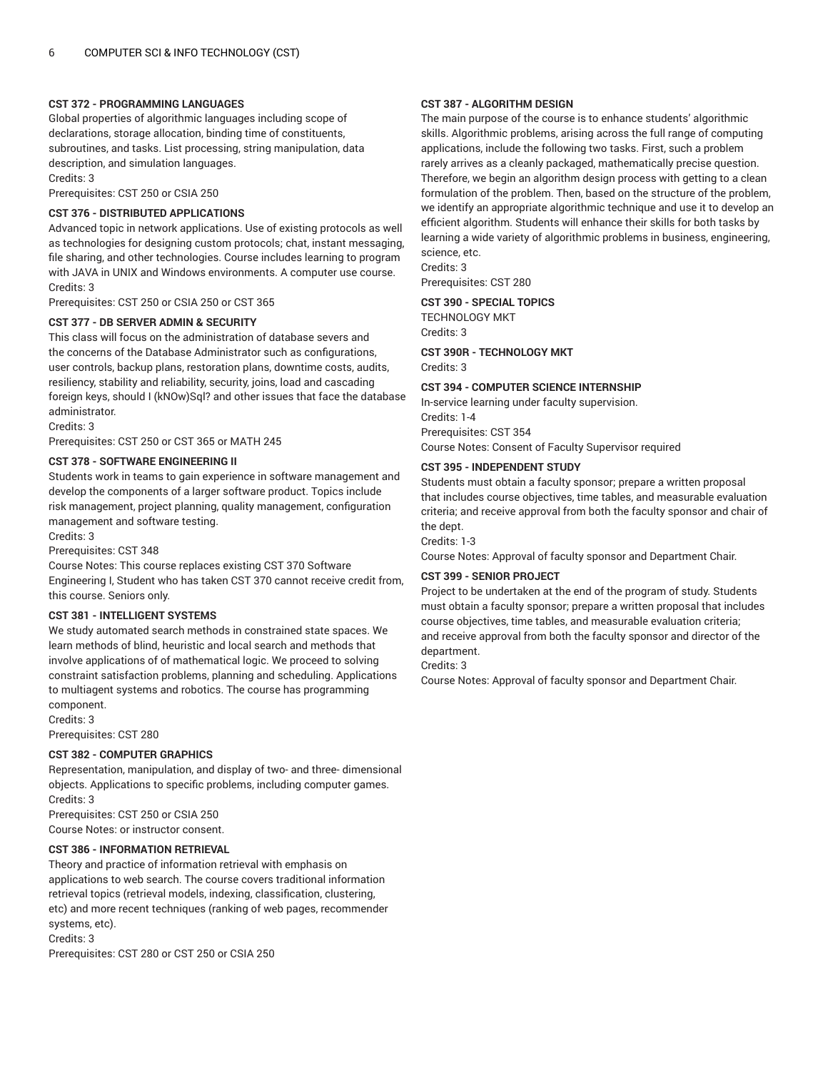#### CST 372 - PROGRAMMING LANGUAGES

Global properties of algorithmic languages including scope of declarations, storage allocation, binding time of constituents, subroutines, and tasks. List processing, string manipulation, data description, and simulation languages.

Credits: 3

Prerequisites: CST 250 or CSIA 250

#### CST 376 - DISTRIBUTED APPLICATIONS

Advanced topic in network applications. Use of existing protocols as well as technologies for designing custom protocols; chat, instant messaging, file sharing, and other technologies. Course includes learning to program with JAVA in UNIX and Windows environments. A computer use course.

Credits: 3

Prerequisites: CST 250 or CSIA 250 or CST 365

#### CST 377 - DB SERVER ADMIN & SECURITY

This class will focus on the administration of database severs and the concerns of the Database Administrator such as configurations, user controls, backup plans, restoration plans, downtime costs, audits, resiliency, stability and reliability, security, joins, load and cascading foreign keys, should I (kNOw)Sql? and other issues that face the database administrator.

Credits: 3

Prerequisites: CST 250 or CST 365 or MATH 245

#### CST 378 - SOFTWARE ENGINEERING II

Students work in teams to gain experience in software management and develop the components of a larger software product. Topics include risk management, project planning, quality management, configuration management and software testing.

Credits: 3

Prerequisites: CST 348

Course Notes: This course replaces existing CST 370 Software Engineering I, Student who has taken CST 370 cannot receive credit from, this course. Seniors only.

#### CST 381 - INTELLIGENT SYSTEMS

We study automated search methods in constrained state spaces. We learn methods of blind, heuristic and local search and methods that involve applications of of mathematical logic. We proceed to solving constraint satisfaction problems, planning and scheduling. Applications to multiagent systems and robotics. The course has programming component.

Credits: 3

Prerequisites: CST 280

#### CST 382 - COMPUTER GRAPHICS

Representation, manipulation, and display of two- and three- dimensional objects. Applications to specific problems, including computer games.

Credits: 3

Prerequisites: CST 250 or CSIA 250

Course Notes: or instructor consent.

#### CST 386 - INFORMATION RETRIEVAL

Theory and practice of information retrieval with emphasis on applications to web search. The course covers traditional information retrieval topics (retrieval models, indexing, classification, clustering, etc) and more recent techniques (ranking of web pages, recommender systems, etc).

Credits: 3

Prerequisites: CST 280 or CST 250 or CSIA 250

#### CST 387 - ALGORITHM DESIGN

The main purpose of the course is to enhance students' algorithmic skills. Algorithmic problems, arising across the full range of computing applications, include the following two tasks. First, such a problem rarely arrives as a cleanly packaged, mathematically precise question. Therefore, we begin an algorithm design process with getting to a clean formulation of the problem. Then, based on the structure of the problem, we identify an appropriate algorithmic technique and use it to develop an efficient algorithm. Students will enhance their skills for both tasks by learning a wide variety of algorithmic problems in business, engineering, science, etc.

Credits: 3

Prerequisites: CST 280

#### CST 390 - SPECIAL TOPICS

TECHNOLOGY MKT

Credits: 3

#### CST 390R - TECHNOLOGY MKT

Credits: 3

#### CST 394 - COMPUTER SCIENCE INTERNSHIP

In-service learning under faculty supervision.

Credits: 1-4

Prerequisites: CST 354

Course Notes: Consent of Faculty Supervisor required

#### CST 395 - INDEPENDENT STUDY

Students must obtain a faculty sponsor; prepare a written proposal that includes course objectives, time tables, and measurable evaluation criteria; and receive approval from both the faculty sponsor and chair of the dept.

Credits: 1-3

Course Notes: Approval of faculty sponsor and Department Chair.

#### CST 399 - SENIOR PROJECT

Project to be undertaken at the end of the program of study. Students must obtain a faculty sponsor; prepare a written proposal that includes course objectives, time tables, and measurable evaluation criteria; and receive approval from both the faculty sponsor and director of the department.

Credits: 3

Course Notes: Approval of faculty sponsor and Department Chair.